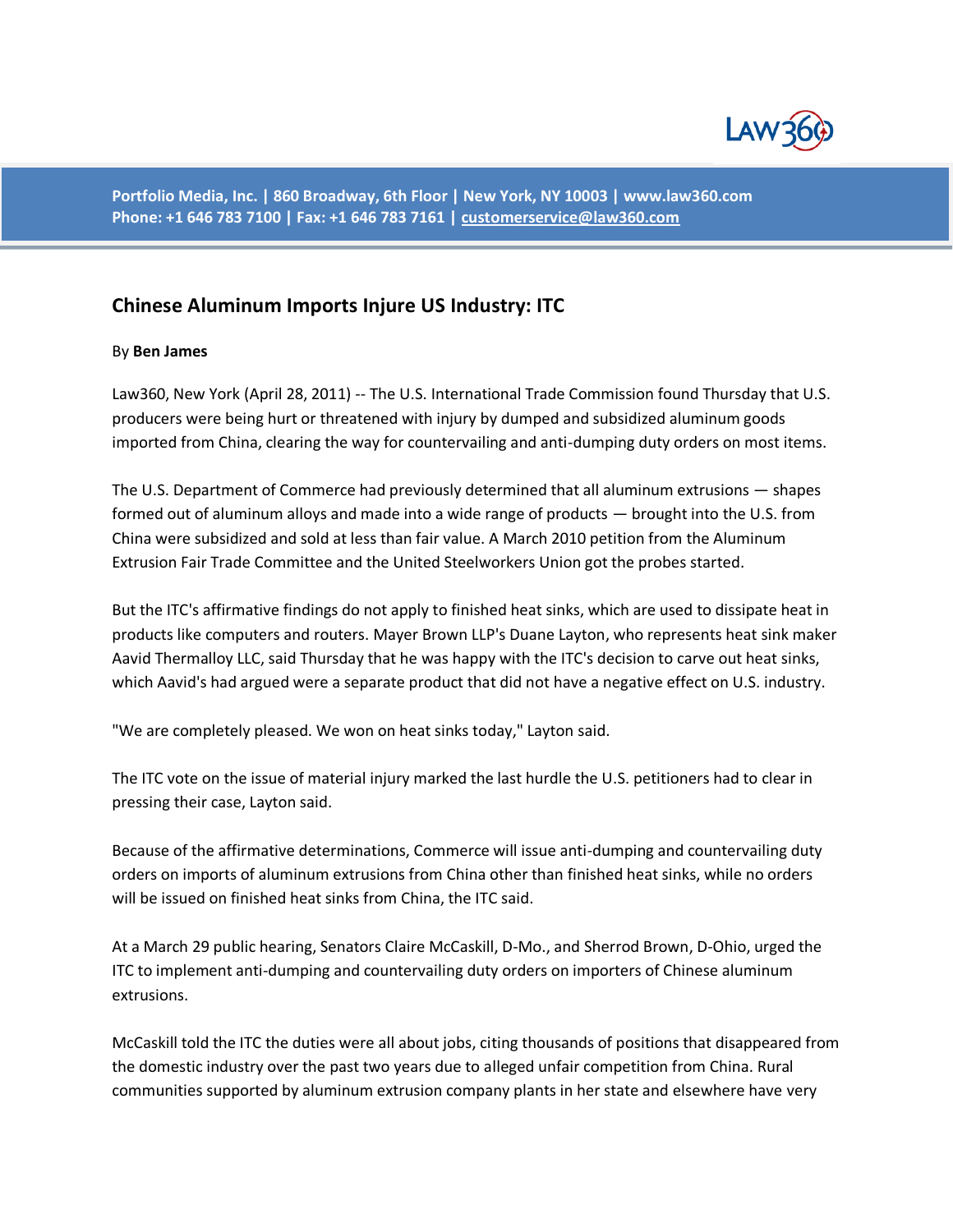Portfolio Media, Inc. | 860 Broadway, 6th Floor | New York, NY 10003 | www.law360.com
Phone: +1 646 783 7100 | Fax: +1 646 783 7161 | customerservice@law360.com

## Chinese Aluminum Imports Injure US Industry: ITC

By **Ben James**

Law360, New York (April 28, 2011) -- The U.S. International Trade Commission found Thursday that U.S. producers were being hurt or threatened with injury by dumped and subsidized aluminum goods imported from China, clearing the way for countervailing and anti-dumping duty orders on most items.

The U.S. Department of Commerce had previously determined that all aluminum extrusions — shapes formed out of aluminum alloys and made into a wide range of products — brought into the U.S. from China were subsidized and sold at less than fair value. A March 2010 petition from the Aluminum Extrusion Fair Trade Committee and the United Steelworkers Union got the probes started.

But the ITC's affirmative findings do not apply to finished heat sinks, which are used to dissipate heat in products like computers and routers. Mayer Brown LLP's Duane Layton, who represents heat sink maker Aavid Thermalloy LLC, said Thursday that he was happy with the ITC's decision to carve out heat sinks, which Aavid's had argued were a separate product that did not have a negative effect on U.S. industry.

"We are completely pleased. We won on heat sinks today," Layton said.

The ITC vote on the issue of material injury marked the last hurdle the U.S. petitioners had to clear in pressing their case, Layton said.

Because of the affirmative determinations, Commerce will issue anti-dumping and countervailing duty orders on imports of aluminum extrusions from China other than finished heat sinks, while no orders will be issued on finished heat sinks from China, the ITC said.

At a March 29 public hearing, Senators Claire McCaskill, D-Mo., and Sherrod Brown, D-Ohio, urged the ITC to implement anti-dumping and countervailing duty orders on importers of Chinese aluminum extrusions.

McCaskill told the ITC the duties were all about jobs, citing thousands of positions that disappeared from the domestic industry over the past two years due to alleged unfair competition from China. Rural communities supported by aluminum extrusion company plants in her state and elsewhere have very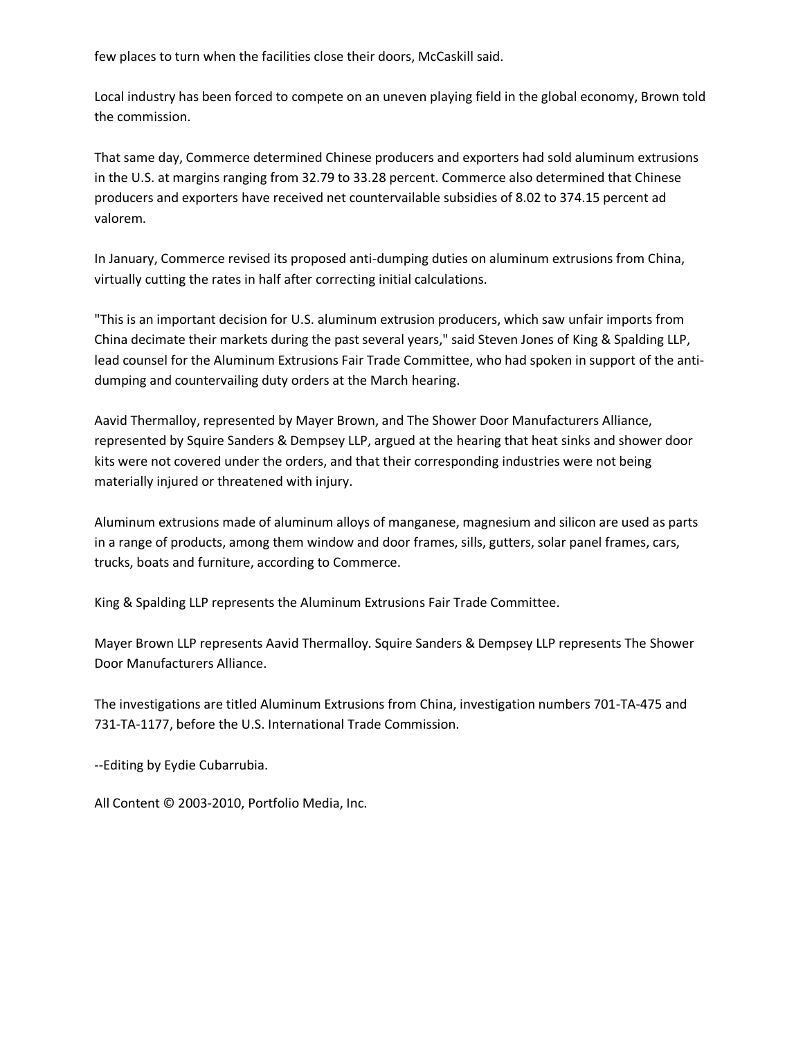few places to turn when the facilities close their doors, McCaskill said.

Local industry has been forced to compete on an uneven playing field in the global economy, Brown told the commission.

That same day, Commerce determined Chinese producers and exporters had sold aluminum extrusions in the U.S. at margins ranging from 32.79 to 33.28 percent. Commerce also determined that Chinese producers and exporters have received net countervailable subsidies of 8.02 to 374.15 percent ad valorem.

In January, Commerce revised its proposed anti-dumping duties on aluminum extrusions from China, virtually cutting the rates in half after correcting initial calculations.

"This is an important decision for U.S. aluminum extrusion producers, which saw unfair imports from China decimate their markets during the past several years," said Steven Jones of King & Spalding LLP, lead counsel for the Aluminum Extrusions Fair Trade Committee, who had spoken in support of the anti-dumping and countervailing duty orders at the March hearing.

Aavid Thermalloy, represented by Mayer Brown, and The Shower Door Manufacturers Alliance, represented by Squire Sanders & Dempsey LLP, argued at the hearing that heat sinks and shower door kits were not covered under the orders, and that their corresponding industries were not being materially injured or threatened with injury.

Aluminum extrusions made of aluminum alloys of manganese, magnesium and silicon are used as parts in a range of products, among them window and door frames, sills, gutters, solar panel frames, cars, trucks, boats and furniture, according to Commerce.

King & Spalding LLP represents the Aluminum Extrusions Fair Trade Committee.

Mayer Brown LLP represents Aavid Thermalloy. Squire Sanders & Dempsey LLP represents The Shower Door Manufacturers Alliance.

The investigations are titled Aluminum Extrusions from China, investigation numbers 701-TA-475 and 731-TA-1177, before the U.S. International Trade Commission.

--Editing by Eydie Cubarrubia.

All Content © 2003-2010, Portfolio Media, Inc.